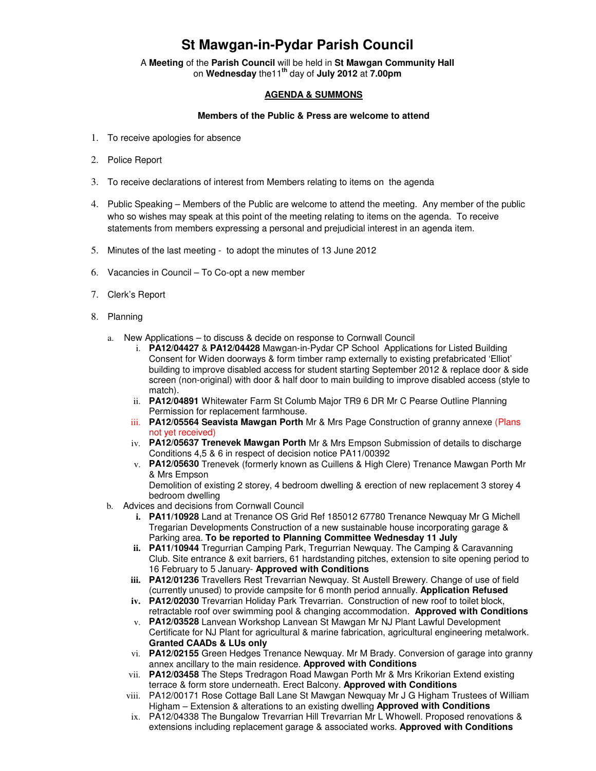# St Mawgan-in-Pydar Parish Council

A **Meeting** of the **Parish Council** will be held in **St Mawgan Community Hall** on **Wednesday** the11th day of **July 2012** at **7.00pm**

**AGENDA & SUMMONS**

**Members of the Public & Press are welcome to attend**

1. To receive apologies for absence
2. Police Report
3. To receive declarations of interest from Members relating to items on the agenda
4. Public Speaking – Members of the Public are welcome to attend the meeting. Any member of the public who so wishes may speak at this point of the meeting relating to items on the agenda. To receive statements from members expressing a personal and prejudicial interest in an agenda item.
5. Minutes of the last meeting - to adopt the minutes of 13 June 2012
6. Vacancies in Council – To Co-opt a new member
7. Clerk's Report
8. Planning
   a. New Applications – to discuss & decide on response to Cornwall Council
      i. **PA12/04427** & **PA12/04428** Mawgan-in-Pydar CP School Applications for Listed Building Consent for Widen doorways & form timber ramp externally to existing prefabricated 'Elliot' building to improve disabled access for student starting September 2012 & replace door & side screen (non-original) with door & half door to main building to improve disabled access (style to match).
      ii. **PA12/04891** Whitewater Farm St Columb Major TR9 6 DR Mr C Pearse Outline Planning Permission for replacement farmhouse.
      iii. **PA12/05564 Seavista Mawgan Porth** Mr & Mrs Page Construction of granny annexe (Plans not yet received)
      iv. **PA12/05637 Trenevek Mawgan Porth** Mr & Mrs Empson Submission of details to discharge Conditions 4,5 & 6 in respect of decision notice PA11/00392
      v. **PA12/05630** Trenevek (formerly known as Cuillens & High Clere) Trenance Mawgan Porth Mr & Mrs Empson
      Demolition of existing 2 storey, 4 bedroom dwelling & erection of new replacement 3 storey 4 bedroom dwelling
   b. Advices and decisions from Cornwall Council
      i. **PA11/10928** Land at Trenance OS Grid Ref 185012 67780 Trenance Newquay Mr G Michell Tregarian Developments Construction of a new sustainable house incorporating garage & Parking area. **To be reported to Planning Committee Wednesday 11 July**
      ii. **PA11/10944** Tregurrian Camping Park, Tregurrian Newquay. The Camping & Caravanning Club. Site entrance & exit barriers, 61 hardstanding pitches, extension to site opening period to 16 February to 5 January- **Approved with Conditions**
      iii. **PA12/01236** Travellers Rest Trevarrian Newquay. St Austell Brewery. Change of use of field (currently unused) to provide campsite for 6 month period annually. **Application Refused**
      iv. **PA12/02030** Trevarrian Holiday Park Trevarrian. Construction of new roof to toilet block, retractable roof over swimming pool & changing accommodation. **Approved with Conditions**
      v. **PA12/03528** Lanvean Workshop Lanvean St Mawgan Mr NJ Plant Lawful Development Certificate for NJ Plant for agricultural & marine fabrication, agricultural engineering metalwork. **Granted CAADs & LUs only**
      vi. **PA12/02155** Green Hedges Trenance Newquay. Mr M Brady. Conversion of garage into granny annex ancillary to the main residence. **Approved with Conditions**
      vii. **PA12/03458** The Steps Tredragon Road Mawgan Porth Mr & Mrs Krikorian Extend existing terrace & form store underneath. Erect Balcony. **Approved with Conditions**
      viii. PA12/00171 Rose Cottage Ball Lane St Mawgan Newquay Mr J G Higham Trustees of William Higham – Extension & alterations to an existing dwelling **Approved with Conditions**
      ix. PA12/04338 The Bungalow Trevarrian Hill Trevarrian Mr L Whowell. Proposed renovations & extensions including replacement garage & associated works. **Approved with Conditions**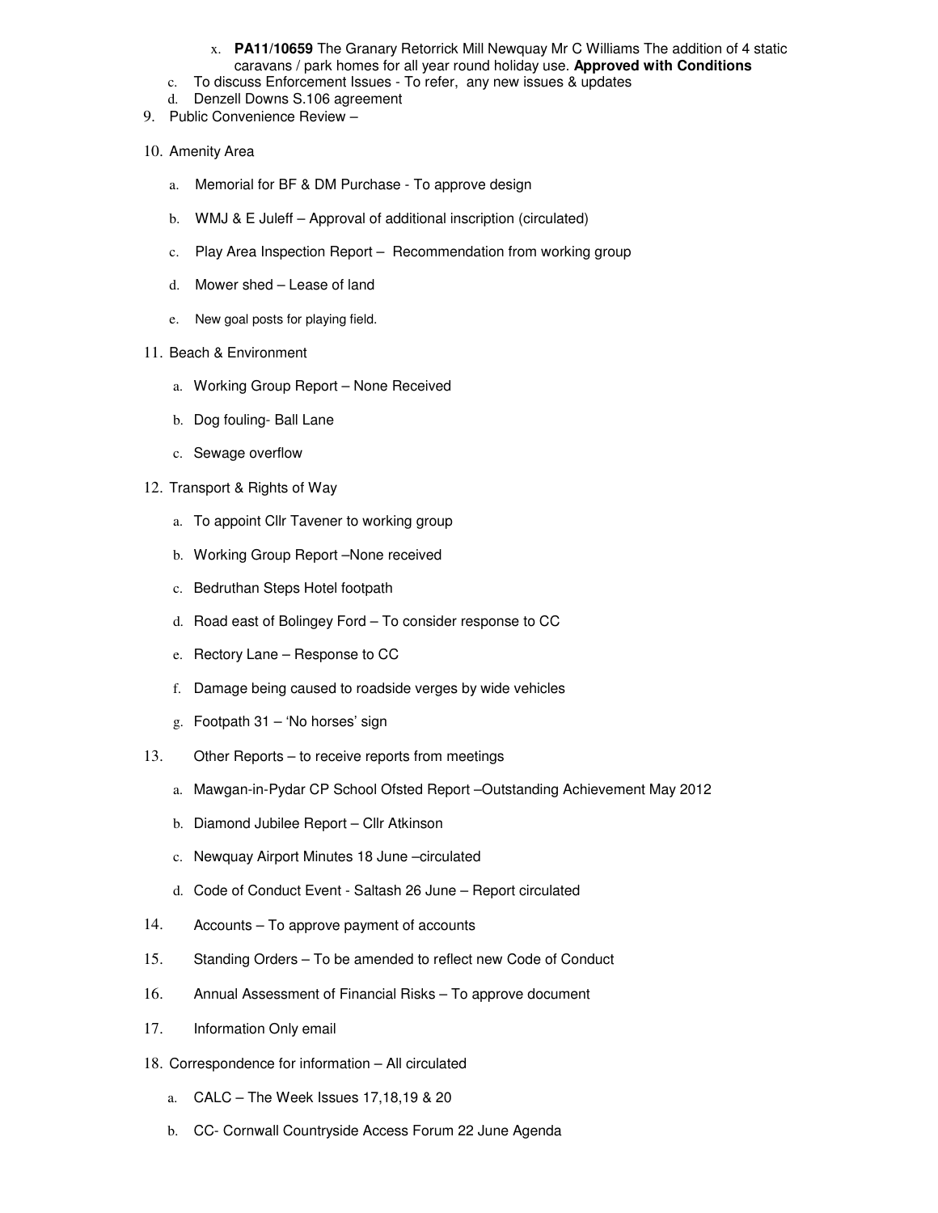x. **PA11/10659** The Granary Retorrick Mill Newquay Mr C Williams The addition of 4 static caravans / park homes for all year round holiday use. **Approved with Conditions**

   c. To discuss Enforcement Issues - To refer, any new issues & updates

   d. Denzell Downs S.106 agreement

9. Public Convenience Review –

10. Amenity Area

    a. Memorial for BF & DM Purchase - To approve design

    b. WMJ & E Juleff – Approval of additional inscription (circulated)

    c. Play Area Inspection Report – Recommendation from working group

    d. Mower shed – Lease of land

    e. New goal posts for playing field.

11. Beach & Environment

    a. Working Group Report – None Received

    b. Dog fouling- Ball Lane

    c. Sewage overflow

12. Transport & Rights of Way

    a. To appoint Cllr Tavener to working group

    b. Working Group Report –None received

    c. Bedruthan Steps Hotel footpath

    d. Road east of Bolingey Ford – To consider response to CC

    e. Rectory Lane – Response to CC

    f. Damage being caused to roadside verges by wide vehicles

    g. Footpath 31 – 'No horses' sign

13. Other Reports – to receive reports from meetings

    a. Mawgan-in-Pydar CP School Ofsted Report –Outstanding Achievement May 2012

    b. Diamond Jubilee Report – Cllr Atkinson

    c. Newquay Airport Minutes 18 June –circulated

    d. Code of Conduct Event - Saltash 26 June – Report circulated

14. Accounts – To approve payment of accounts

15. Standing Orders – To be amended to reflect new Code of Conduct

16. Annual Assessment of Financial Risks – To approve document

17. Information Only email

18. Correspondence for information – All circulated

    a. CALC – The Week Issues 17,18,19 & 20

    b. CC- Cornwall Countryside Access Forum 22 June Agenda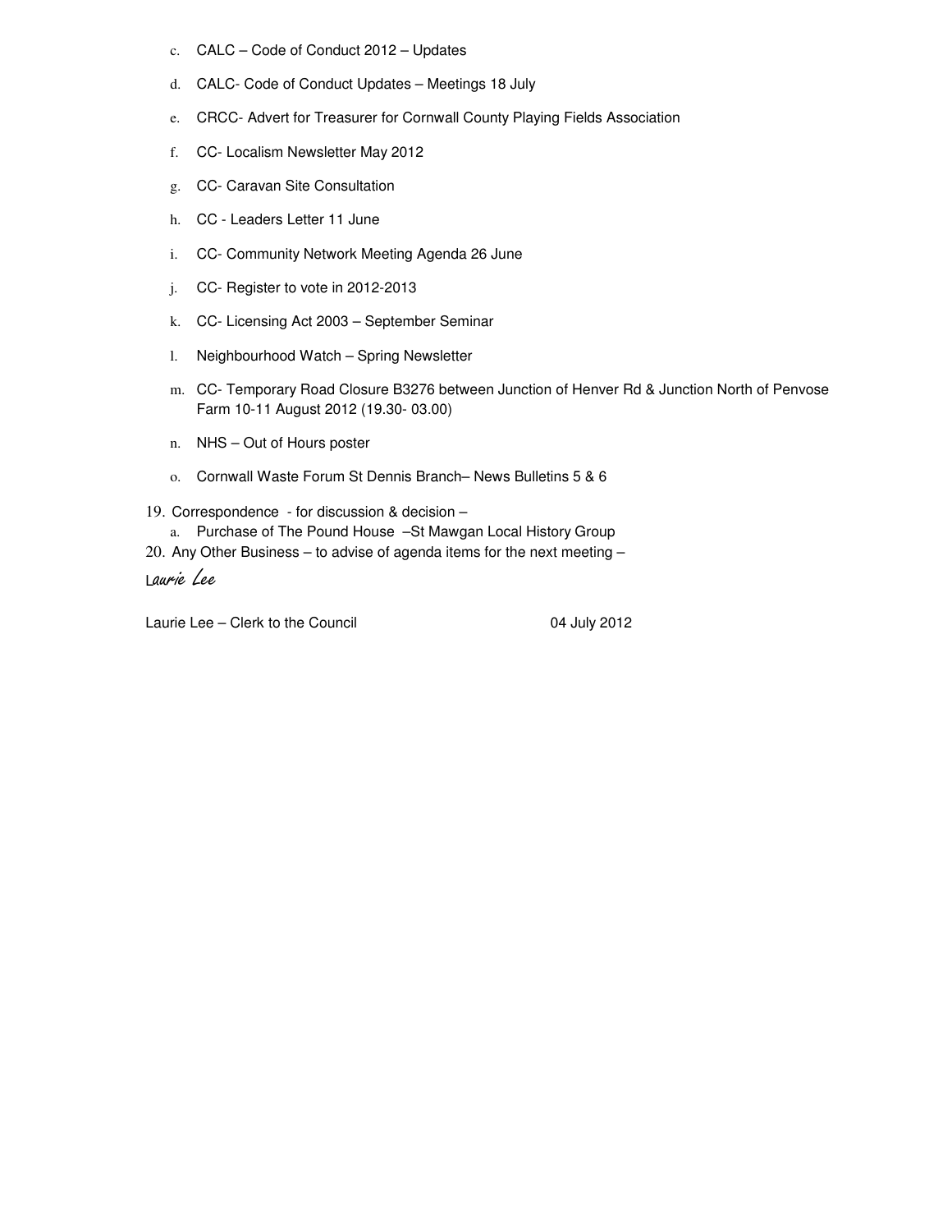c. CALC – Code of Conduct 2012 – Updates

d. CALC- Code of Conduct Updates – Meetings 18 July

e. CRCC- Advert for Treasurer for Cornwall County Playing Fields Association

f. CC- Localism Newsletter May 2012

g. CC- Caravan Site Consultation

h. CC - Leaders Letter 11 June

i. CC- Community Network Meeting Agenda 26 June

j. CC- Register to vote in 2012-2013

k. CC- Licensing Act 2003 – September Seminar

l. Neighbourhood Watch – Spring Newsletter

m. CC- Temporary Road Closure B3276 between Junction of Henver Rd & Junction North of Penvose Farm 10-11 August 2012 (19.30- 03.00)

n. NHS – Out of Hours poster

o. Cornwall Waste Forum St Dennis Branch– News Bulletins 5 & 6

19. Correspondence - for discussion & decision –
    a. Purchase of The Pound House –St Mawgan Local History Group
20. Any Other Business – to advise of agenda items for the next meeting –

*Laurie Lee*

Laurie Lee – Clerk to the Council 04 July 2012